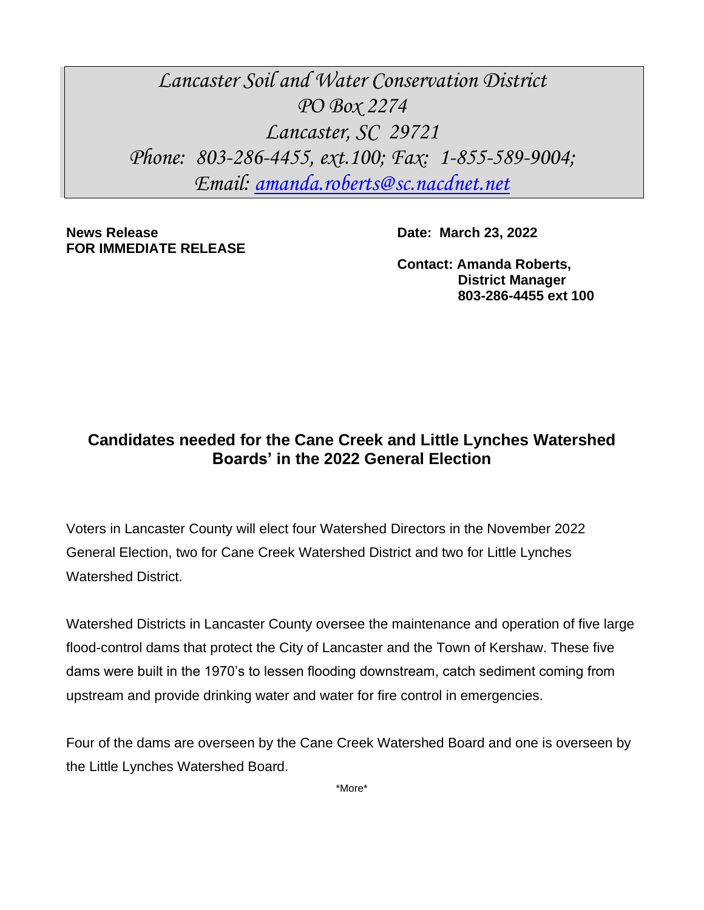*Lancaster Soil and Water Conservation District*
*PO Box 2274*
*Lancaster, SC 29721*
*Phone: 803-286-4455, ext.100; Fax: 1-855-589-9004;*
*Email: [amanda.roberts@sc.nacdnet.net](mailto:amanda.roberts@sc.nacdnet.net)*

**News Release**
**FOR IMMEDIATE RELEASE**

**Date: March 23, 2022**

**Contact: Amanda Roberts,**
**District Manager**
**803-286-4455 ext 100**

## Candidates needed for the Cane Creek and Little Lynches Watershed Boards' in the 2022 General Election

Voters in Lancaster County will elect four Watershed Directors in the November 2022 General Election, two for Cane Creek Watershed District and two for Little Lynches Watershed District.

Watershed Districts in Lancaster County oversee the maintenance and operation of five large flood-control dams that protect the City of Lancaster and the Town of Kershaw. These five dams were built in the 1970's to lessen flooding downstream, catch sediment coming from upstream and provide drinking water and water for fire control in emergencies.

Four of the dams are overseen by the Cane Creek Watershed Board and one is overseen by the Little Lynches Watershed Board.

*More*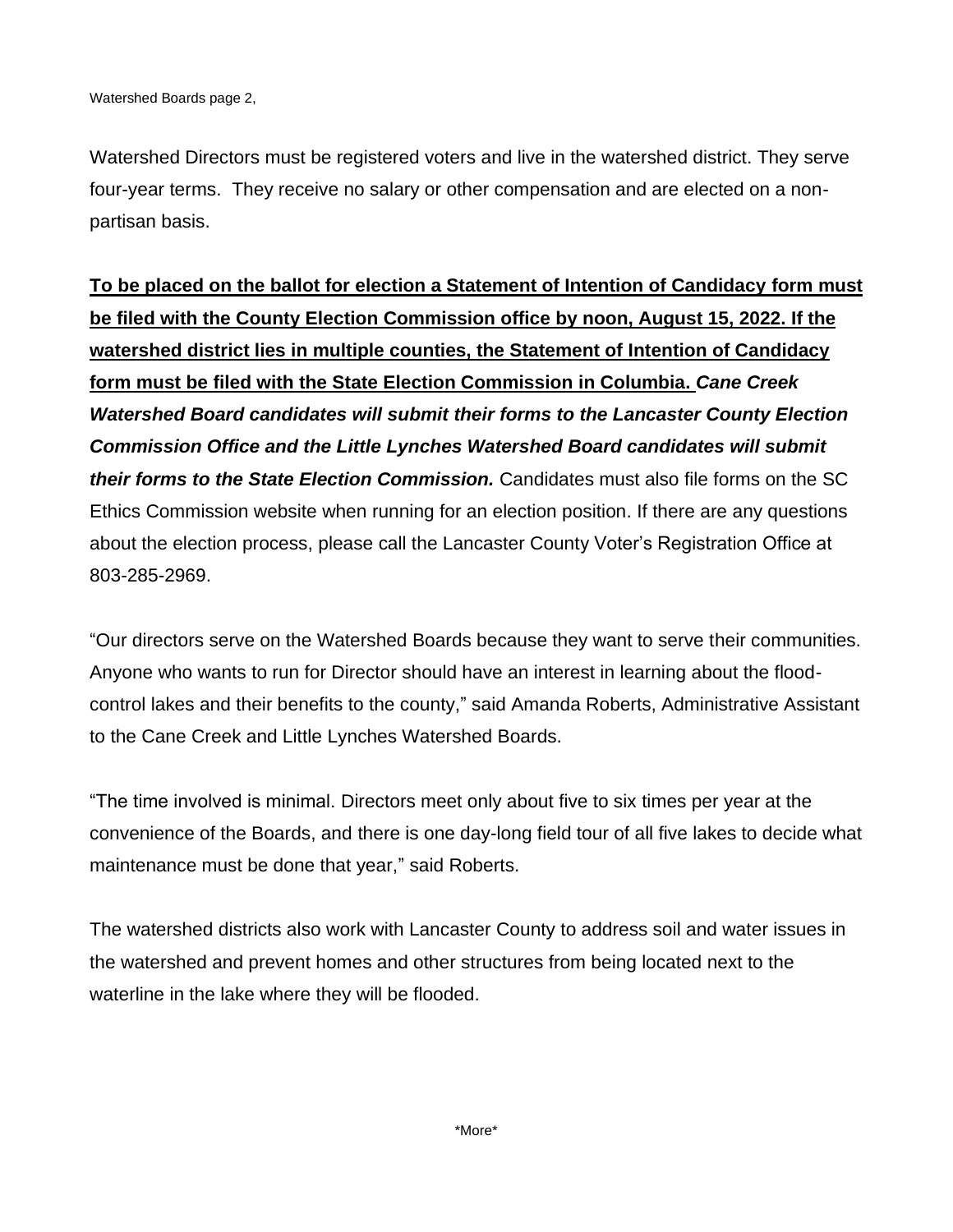Watershed Directors must be registered voters and live in the watershed district. They serve four-year terms. They receive no salary or other compensation and are elected on a non-partisan basis.

**To be placed on the ballot for election a Statement of Intention of Candidacy form must be filed with the County Election Commission office by noon, August 15, 2022. If the watershed district lies in multiple counties, the Statement of Intention of Candidacy form must be filed with the State Election Commission in Columbia.** ***Cane Creek Watershed Board candidates will submit their forms to the Lancaster County Election Commission Office and the Little Lynches Watershed Board candidates will submit their forms to the State Election Commission.*** Candidates must also file forms on the SC Ethics Commission website when running for an election position. If there are any questions about the election process, please call the Lancaster County Voter's Registration Office at 803-285-2969.

"Our directors serve on the Watershed Boards because they want to serve their communities. Anyone who wants to run for Director should have an interest in learning about the flood-control lakes and their benefits to the county," said Amanda Roberts, Administrative Assistant to the Cane Creek and Little Lynches Watershed Boards.

"The time involved is minimal. Directors meet only about five to six times per year at the convenience of the Boards, and there is one day-long field tour of all five lakes to decide what maintenance must be done that year," said Roberts.

The watershed districts also work with Lancaster County to address soil and water issues in the watershed and prevent homes and other structures from being located next to the waterline in the lake where they will be flooded.

*More*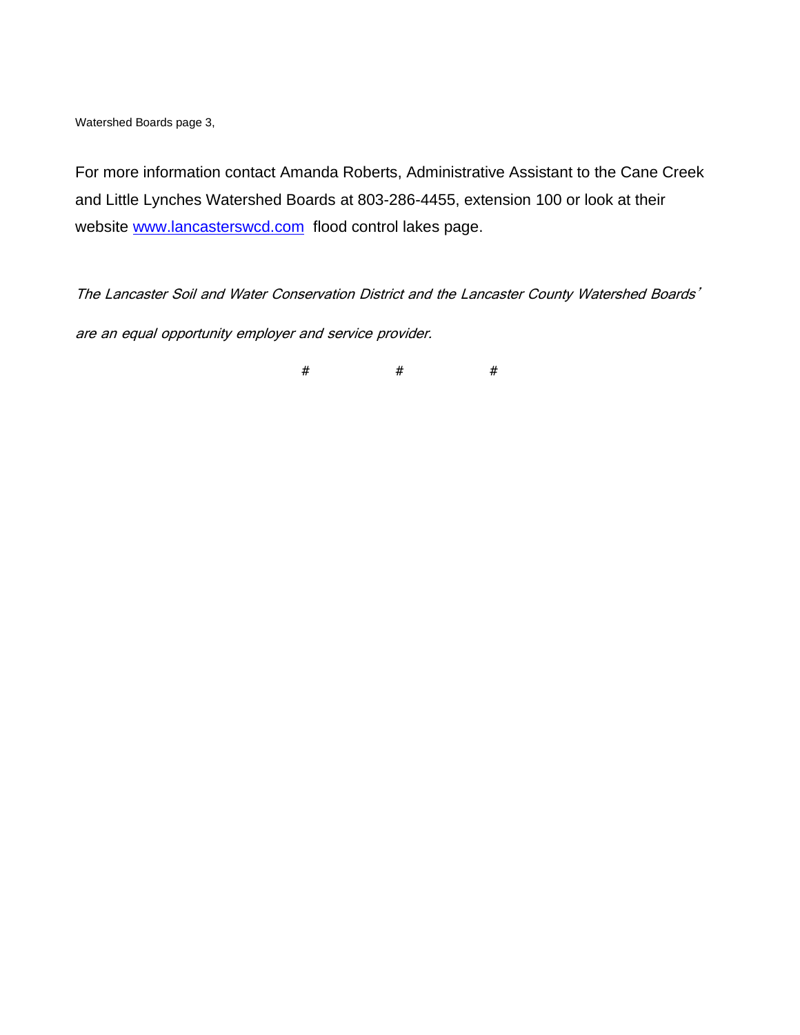For more information contact Amanda Roberts, Administrative Assistant to the Cane Creek and Little Lynches Watershed Boards at 803-286-4455, extension 100 or look at their website [www.lancasterswcd.com](http://www.lancasterswcd.com) flood control lakes page.

*The Lancaster Soil and Water Conservation District and the Lancaster County Watershed Boards' are an equal opportunity employer and service provider.*

# # #